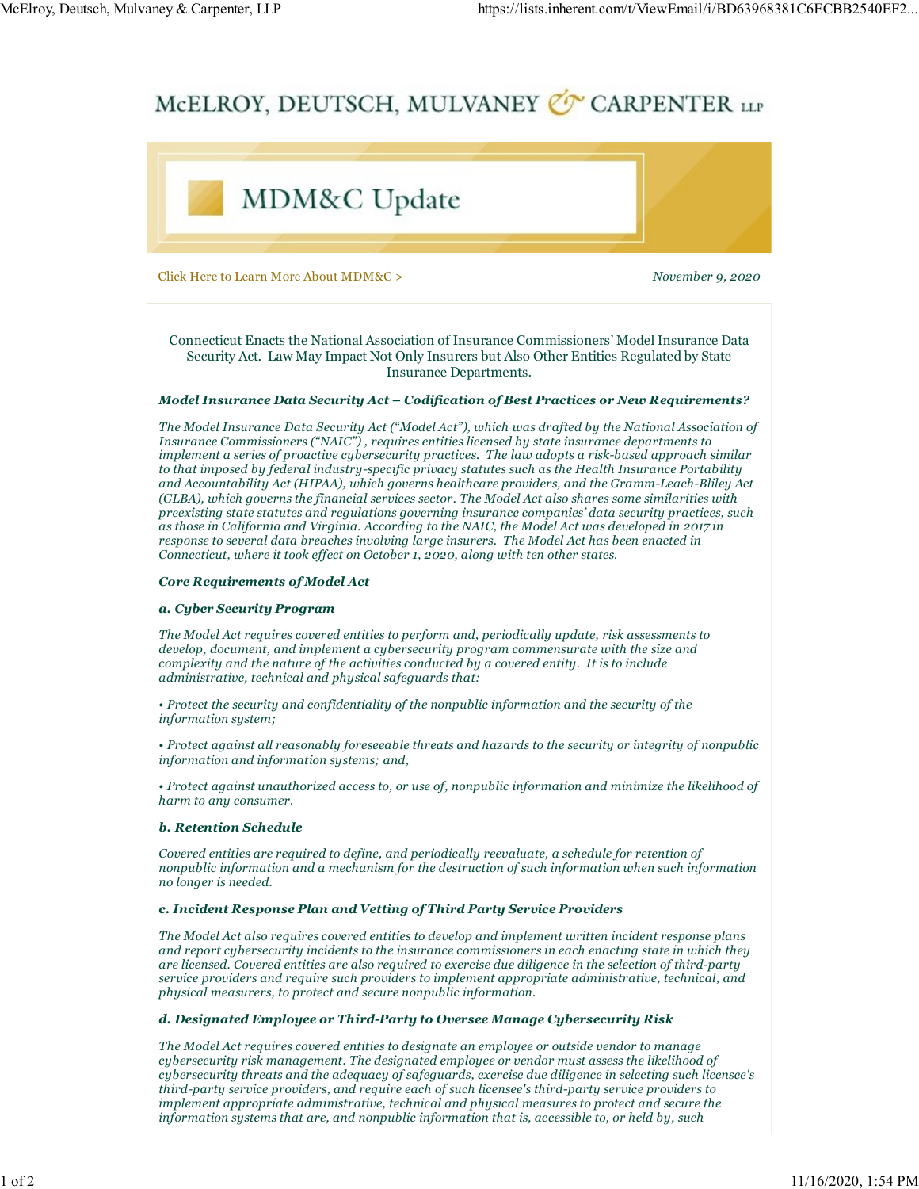# McELROY, DEUTSCH, MULVANEY & CARPENTER LLP

## MDM&C Update

Click Here to Learn More About MDM&C >

*November 9, 2020*

Connecticut Enacts the National Association of Insurance Commissioners' Model Insurance Data Security Act. Law May Impact Not Only Insurers but Also Other Entities Regulated by State Insurance Departments.

***Model Insurance Data Security Act – Codification of Best Practices or New Requirements?***

*The Model Insurance Data Security Act ("Model Act"), which was drafted by the National Association of Insurance Commissioners ("NAIC") , requires entities licensed by state insurance departments to implement a series of proactive cybersecurity practices. The law adopts a risk-based approach similar to that imposed by federal industry-specific privacy statutes such as the Health Insurance Portability and Accountability Act (HIPAA), which governs healthcare providers, and the Gramm-Leach-Bliley Act (GLBA), which governs the financial services sector. The Model Act also shares some similarities with preexisting state statutes and regulations governing insurance companies' data security practices, such as those in California and Virginia. According to the NAIC, the Model Act was developed in 2017 in response to several data breaches involving large insurers. The Model Act has been enacted in Connecticut, where it took effect on October 1, 2020, along with ten other states.*

***Core Requirements of Model Act***

***a. Cyber Security Program***

*The Model Act requires covered entities to perform and, periodically update, risk assessments to develop, document, and implement a cybersecurity program commensurate with the size and complexity and the nature of the activities conducted by a covered entity. It is to include administrative, technical and physical safeguards that:*

*• Protect the security and confidentiality of the nonpublic information and the security of the information system;*

*• Protect against all reasonably foreseeable threats and hazards to the security or integrity of nonpublic information and information systems; and,*

*• Protect against unauthorized access to, or use of, nonpublic information and minimize the likelihood of harm to any consumer.*

***b. Retention Schedule***

*Covered entitles are required to define, and periodically reevaluate, a schedule for retention of nonpublic information and a mechanism for the destruction of such information when such information no longer is needed.*

***c. Incident Response Plan and Vetting of Third Party Service Providers***

*The Model Act also requires covered entities to develop and implement written incident response plans and report cybersecurity incidents to the insurance commissioners in each enacting state in which they are licensed. Covered entities are also required to exercise due diligence in the selection of third-party service providers and require such providers to implement appropriate administrative, technical, and physical measurers, to protect and secure nonpublic information.*

***d. Designated Employee or Third-Party to Oversee Manage Cybersecurity Risk***

*The Model Act requires covered entities to designate an employee or outside vendor to manage cybersecurity risk management. The designated employee or vendor must assess the likelihood of cybersecurity threats and the adequacy of safeguards, exercise due diligence in selecting such licensee's third-party service providers, and require each of such licensee's third-party service providers to implement appropriate administrative, technical and physical measures to protect and secure the information systems that are, and nonpublic information that is, accessible to, or held by, such*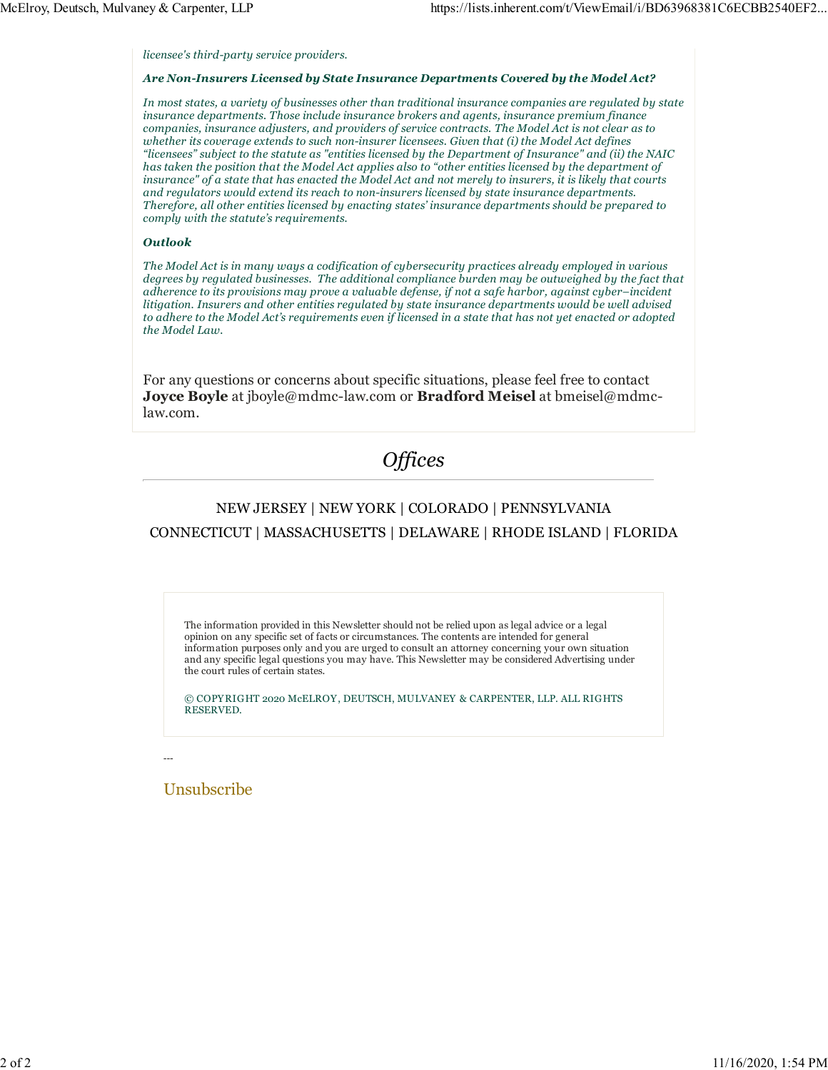*licensee's third-party service providers.*

***Are Non-Insurers Licensed by State Insurance Departments Covered by the Model Act?***

*In most states, a variety of businesses other than traditional insurance companies are regulated by state insurance departments. Those include insurance brokers and agents, insurance premium finance companies, insurance adjusters, and providers of service contracts. The Model Act is not clear as to whether its coverage extends to such non-insurer licensees. Given that (i) the Model Act defines "licensees" subject to the statute as "entities licensed by the Department of Insurance" and (ii) the NAIC has taken the position that the Model Act applies also to "other entities licensed by the department of insurance" of a state that has enacted the Model Act and not merely to insurers, it is likely that courts and regulators would extend its reach to non-insurers licensed by state insurance departments. Therefore, all other entities licensed by enacting states' insurance departments should be prepared to comply with the statute's requirements.*

***Outlook***

*The Model Act is in many ways a codification of cybersecurity practices already employed in various degrees by regulated businesses. The additional compliance burden may be outweighed by the fact that adherence to its provisions may prove a valuable defense, if not a safe harbor, against cyber–incident litigation. Insurers and other entities regulated by state insurance departments would be well advised to adhere to the Model Act's requirements even if licensed in a state that has not yet enacted or adopted the Model Law.*

For any questions or concerns about specific situations, please feel free to contact **Joyce Boyle** at jboyle@mdmc-law.com or **Bradford Meisel** at bmeisel@mdmc-law.com.

## *Offices*

NEW JERSEY | NEW YORK | COLORADO | PENNSYLVANIA
CONNECTICUT | MASSACHUSETTS | DELAWARE | RHODE ISLAND | FLORIDA

The information provided in this Newsletter should not be relied upon as legal advice or a legal opinion on any specific set of facts or circumstances. The contents are intended for general information purposes only and you are urged to consult an attorney concerning your own situation and any specific legal questions you may have. This Newsletter may be considered Advertising under the court rules of certain states.

© COPYRIGHT 2020 McELROY, DEUTSCH, MULVANEY & CARPENTER, LLP. ALL RIGHTS RESERVED.

---

Unsubscribe